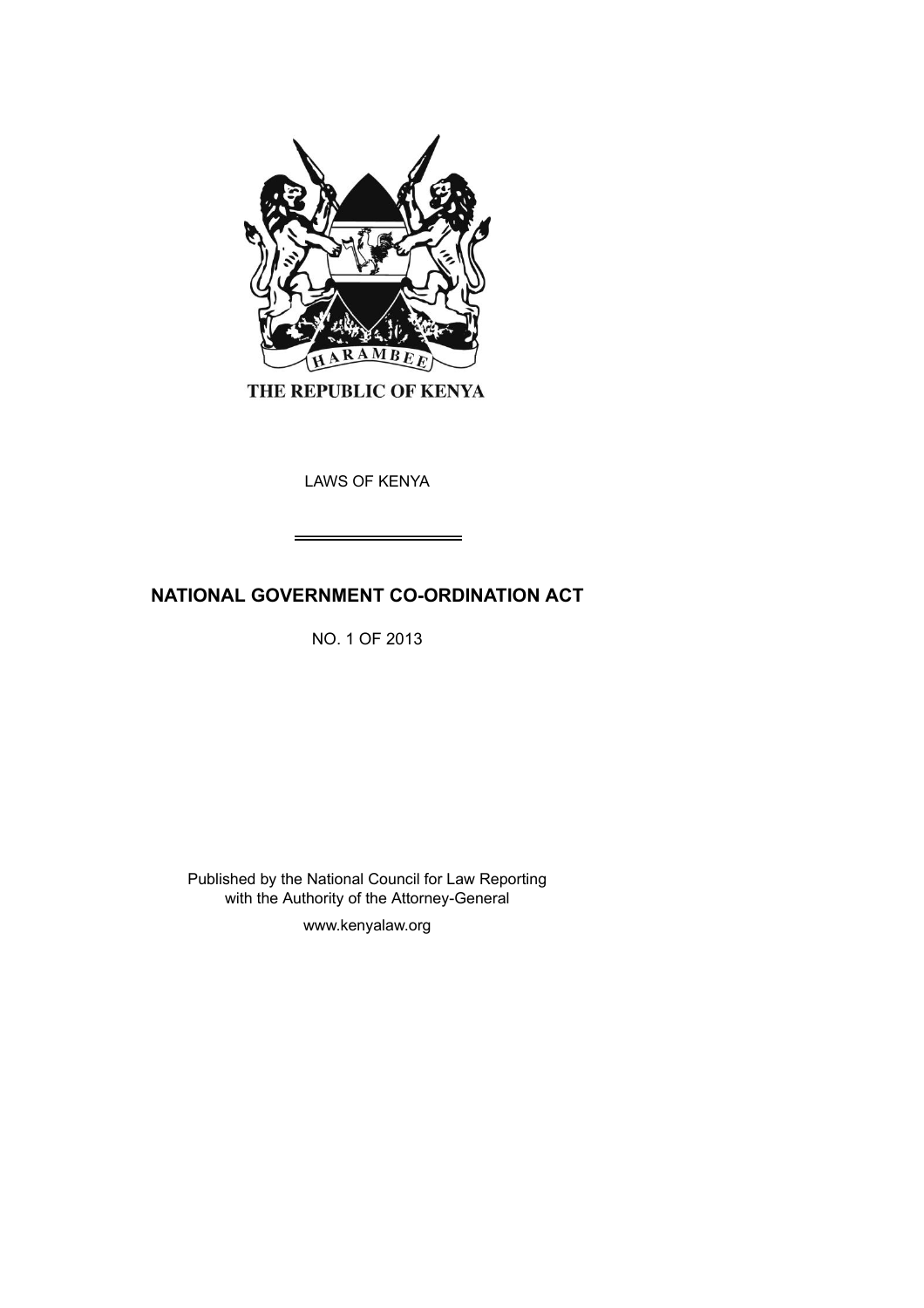HARAMBEE

THE REPUBLIC OF KENYA

LAWS OF KENYA

# NATIONAL GOVERNMENT CO-ORDINATION ACT

NO. 1 OF 2013

Published by the National Council for Law Reporting with the Authority of the Attorney-General

www.kenyalaw.org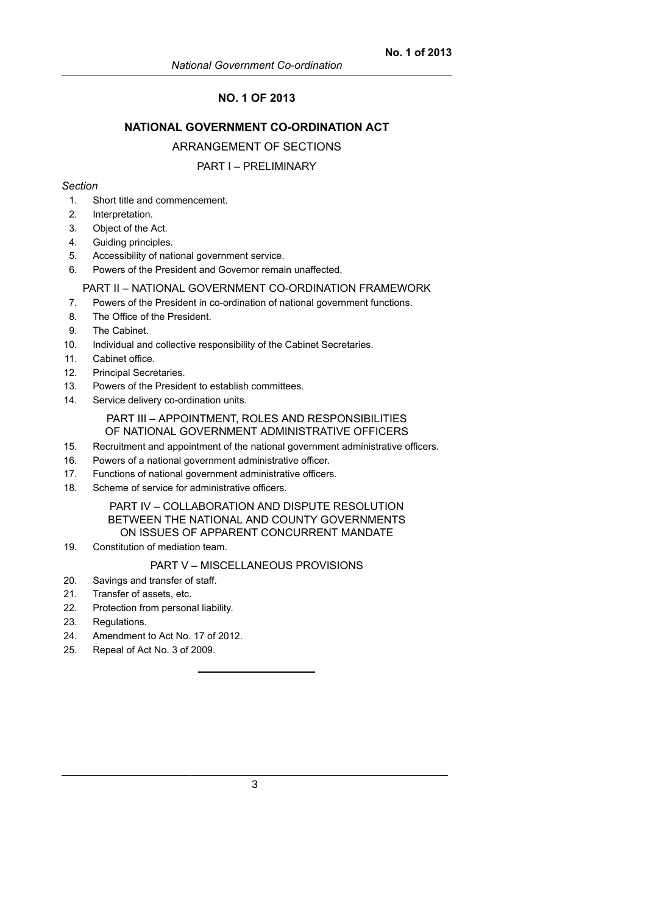## NO. 1 OF 2013

## NATIONAL GOVERNMENT CO-ORDINATION ACT

### ARRANGEMENT OF SECTIONS

#### PART I – PRELIMINARY

*Section*

1. Short title and commencement.
2. Interpretation.
3. Object of the Act.
4. Guiding principles.
5. Accessibility of national government service.
6. Powers of the President and Governor remain unaffected.

#### PART II – NATIONAL GOVERNMENT CO-ORDINATION FRAMEWORK

7. Powers of the President in co-ordination of national government functions.
8. The Office of the President.
9. The Cabinet.
10. Individual and collective responsibility of the Cabinet Secretaries.
11. Cabinet office.
12. Principal Secretaries.
13. Powers of the President to establish committees.
14. Service delivery co-ordination units.

#### PART III – APPOINTMENT, ROLES AND RESPONSIBILITIES OF NATIONAL GOVERNMENT ADMINISTRATIVE OFFICERS

15. Recruitment and appointment of the national government administrative officers.
16. Powers of a national government administrative officer.
17. Functions of national government administrative officers.
18. Scheme of service for administrative officers.

#### PART IV – COLLABORATION AND DISPUTE RESOLUTION BETWEEN THE NATIONAL AND COUNTY GOVERNMENTS ON ISSUES OF APPARENT CONCURRENT MANDATE

19. Constitution of mediation team.

#### PART V – MISCELLANEOUS PROVISIONS

20. Savings and transfer of staff.
21. Transfer of assets, etc.
22. Protection from personal liability.
23. Regulations.
24. Amendment to Act No. 17 of 2012.
25. Repeal of Act No. 3 of 2009.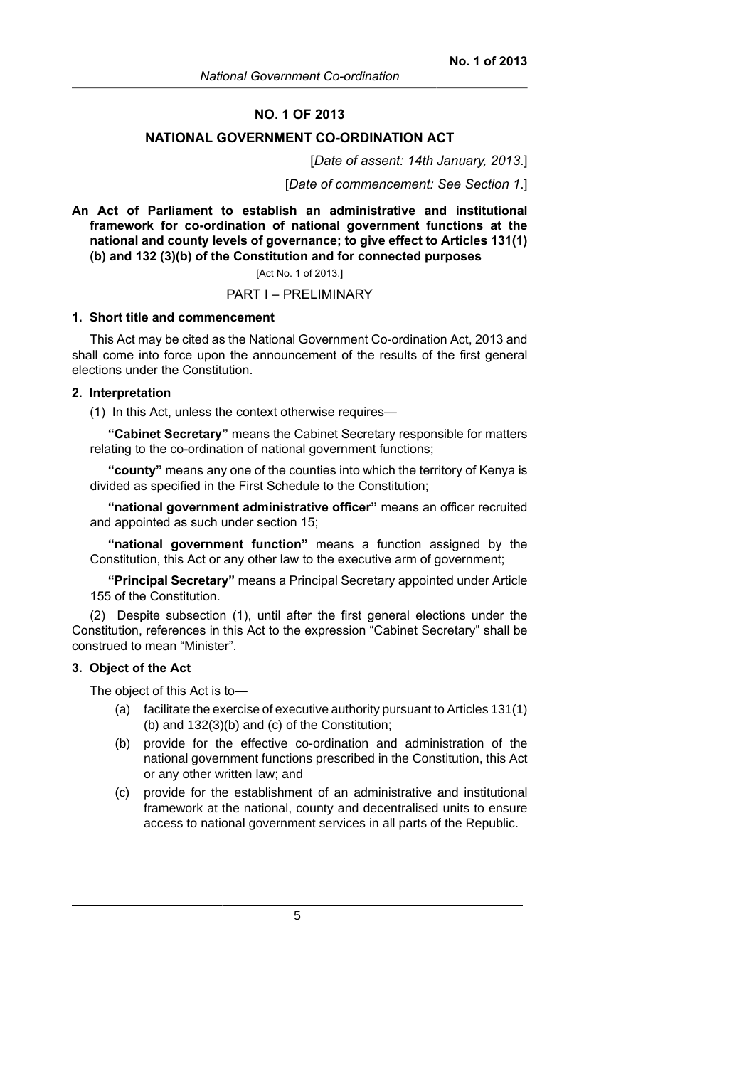# NO. 1 OF 2013

## NATIONAL GOVERNMENT CO-ORDINATION ACT

[*Date of assent: 14th January, 2013*.]

[*Date of commencement: See Section 1*.]

**An Act of Parliament to establish an administrative and institutional framework for co-ordination of national government functions at the national and county levels of governance; to give effect to Articles 131(1) (b) and 132 (3)(b) of the Constitution and for connected purposes**

[Act No. 1 of 2013.]

PART I – PRELIMINARY

### 1. Short title and commencement

This Act may be cited as the National Government Co-ordination Act, 2013 and shall come into force upon the announcement of the results of the first general elections under the Constitution.

### 2. Interpretation

(1) In this Act, unless the context otherwise requires—

**"Cabinet Secretary"** means the Cabinet Secretary responsible for matters relating to the co-ordination of national government functions;

**"county"** means any one of the counties into which the territory of Kenya is divided as specified in the First Schedule to the Constitution;

**"national government administrative officer"** means an officer recruited and appointed as such under section 15;

**"national government function"** means a function assigned by the Constitution, this Act or any other law to the executive arm of government;

**"Principal Secretary"** means a Principal Secretary appointed under Article 155 of the Constitution.

(2) Despite subsection (1), until after the first general elections under the Constitution, references in this Act to the expression "Cabinet Secretary" shall be construed to mean "Minister".

### 3. Object of the Act

The object of this Act is to—

(a) facilitate the exercise of executive authority pursuant to Articles 131(1) (b) and 132(3)(b) and (c) of the Constitution;

(b) provide for the effective co-ordination and administration of the national government functions prescribed in the Constitution, this Act or any other written law; and

(c) provide for the establishment of an administrative and institutional framework at the national, county and decentralised units to ensure access to national government services in all parts of the Republic.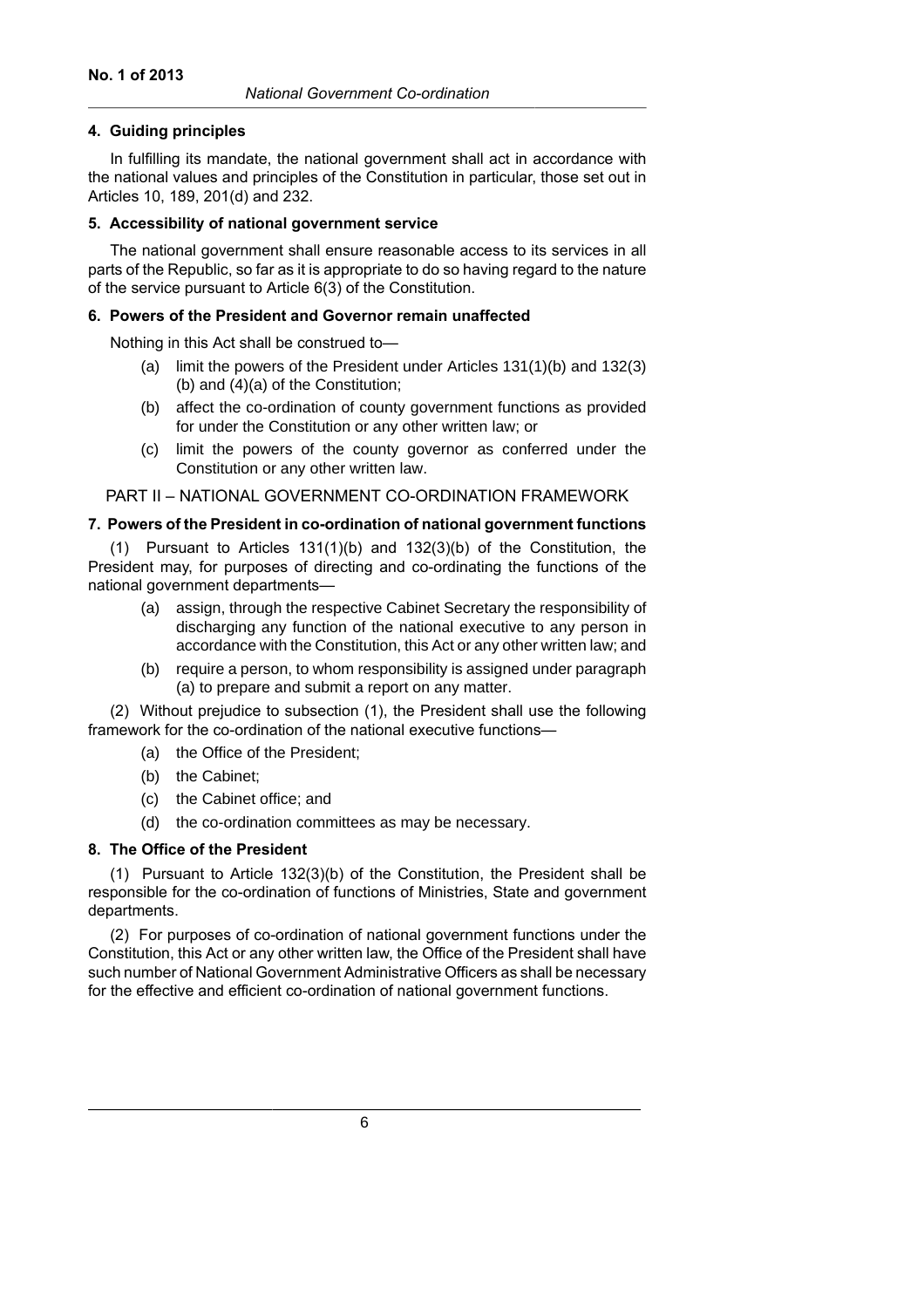### 4. Guiding principles

In fulfilling its mandate, the national government shall act in accordance with the national values and principles of the Constitution in particular, those set out in Articles 10, 189, 201(d) and 232.

### 5. Accessibility of national government service

The national government shall ensure reasonable access to its services in all parts of the Republic, so far as it is appropriate to do so having regard to the nature of the service pursuant to Article 6(3) of the Constitution.

### 6. Powers of the President and Governor remain unaffected

Nothing in this Act shall be construed to—

- (a) limit the powers of the President under Articles 131(1)(b) and 132(3)(b) and (4)(a) of the Constitution;
- (b) affect the co-ordination of county government functions as provided for under the Constitution or any other written law; or
- (c) limit the powers of the county governor as conferred under the Constitution or any other written law.

## PART II – NATIONAL GOVERNMENT CO-ORDINATION FRAMEWORK

### 7. Powers of the President in co-ordination of national government functions

(1) Pursuant to Articles 131(1)(b) and 132(3)(b) of the Constitution, the President may, for purposes of directing and co-ordinating the functions of the national government departments—

- (a) assign, through the respective Cabinet Secretary the responsibility of discharging any function of the national executive to any person in accordance with the Constitution, this Act or any other written law; and
- (b) require a person, to whom responsibility is assigned under paragraph (a) to prepare and submit a report on any matter.

(2) Without prejudice to subsection (1), the President shall use the following framework for the co-ordination of the national executive functions—

- (a) the Office of the President;
- (b) the Cabinet;
- (c) the Cabinet office; and
- (d) the co-ordination committees as may be necessary.

### 8. The Office of the President

(1) Pursuant to Article 132(3)(b) of the Constitution, the President shall be responsible for the co-ordination of functions of Ministries, State and government departments.

(2) For purposes of co-ordination of national government functions under the Constitution, this Act or any other written law, the Office of the President shall have such number of National Government Administrative Officers as shall be necessary for the effective and efficient co-ordination of national government functions.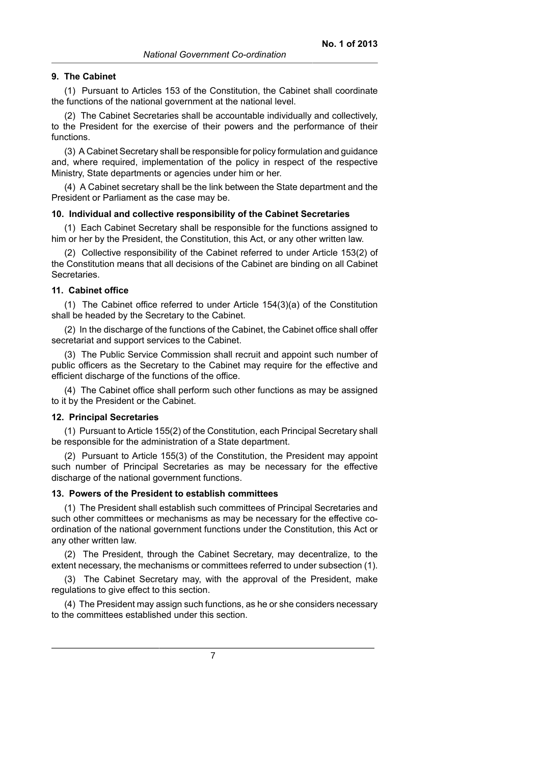### 9. The Cabinet

(1) Pursuant to Articles 153 of the Constitution, the Cabinet shall coordinate the functions of the national government at the national level.

(2) The Cabinet Secretaries shall be accountable individually and collectively, to the President for the exercise of their powers and the performance of their functions.

(3) A Cabinet Secretary shall be responsible for policy formulation and guidance and, where required, implementation of the policy in respect of the respective Ministry, State departments or agencies under him or her.

(4) A Cabinet secretary shall be the link between the State department and the President or Parliament as the case may be.

### 10. Individual and collective responsibility of the Cabinet Secretaries

(1) Each Cabinet Secretary shall be responsible for the functions assigned to him or her by the President, the Constitution, this Act, or any other written law.

(2) Collective responsibility of the Cabinet referred to under Article 153(2) of the Constitution means that all decisions of the Cabinet are binding on all Cabinet Secretaries.

### 11. Cabinet office

(1) The Cabinet office referred to under Article 154(3)(a) of the Constitution shall be headed by the Secretary to the Cabinet.

(2) In the discharge of the functions of the Cabinet, the Cabinet office shall offer secretariat and support services to the Cabinet.

(3) The Public Service Commission shall recruit and appoint such number of public officers as the Secretary to the Cabinet may require for the effective and efficient discharge of the functions of the office.

(4) The Cabinet office shall perform such other functions as may be assigned to it by the President or the Cabinet.

### 12. Principal Secretaries

(1) Pursuant to Article 155(2) of the Constitution, each Principal Secretary shall be responsible for the administration of a State department.

(2) Pursuant to Article 155(3) of the Constitution, the President may appoint such number of Principal Secretaries as may be necessary for the effective discharge of the national government functions.

### 13. Powers of the President to establish committees

(1) The President shall establish such committees of Principal Secretaries and such other committees or mechanisms as may be necessary for the effective co-ordination of the national government functions under the Constitution, this Act or any other written law.

(2) The President, through the Cabinet Secretary, may decentralize, to the extent necessary, the mechanisms or committees referred to under subsection (1).

(3) The Cabinet Secretary may, with the approval of the President, make regulations to give effect to this section.

(4) The President may assign such functions, as he or she considers necessary to the committees established under this section.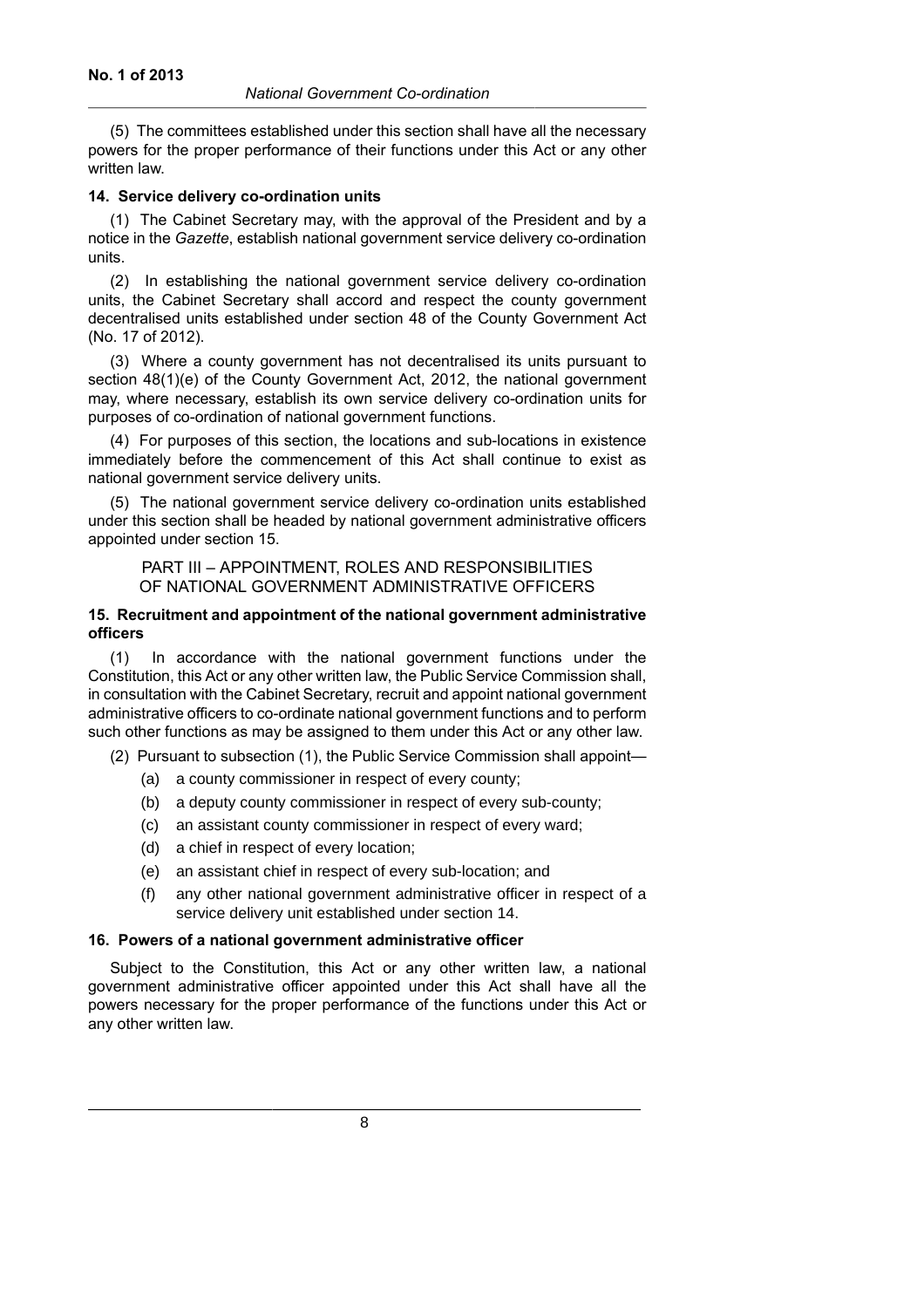(5) The committees established under this section shall have all the necessary powers for the proper performance of their functions under this Act or any other written law.

### 14. Service delivery co-ordination units

(1) The Cabinet Secretary may, with the approval of the President and by a notice in the *Gazette*, establish national government service delivery co-ordination units.

(2) In establishing the national government service delivery co-ordination units, the Cabinet Secretary shall accord and respect the county government decentralised units established under section 48 of the County Government Act (No. 17 of 2012).

(3) Where a county government has not decentralised its units pursuant to section 48(1)(e) of the County Government Act, 2012, the national government may, where necessary, establish its own service delivery co-ordination units for purposes of co-ordination of national government functions.

(4) For purposes of this section, the locations and sub-locations in existence immediately before the commencement of this Act shall continue to exist as national government service delivery units.

(5) The national government service delivery co-ordination units established under this section shall be headed by national government administrative officers appointed under section 15.

## PART III – APPOINTMENT, ROLES AND RESPONSIBILITIES OF NATIONAL GOVERNMENT ADMINISTRATIVE OFFICERS

### 15. Recruitment and appointment of the national government administrative officers

(1) In accordance with the national government functions under the Constitution, this Act or any other written law, the Public Service Commission shall, in consultation with the Cabinet Secretary, recruit and appoint national government administrative officers to co-ordinate national government functions and to perform such other functions as may be assigned to them under this Act or any other law.

(2) Pursuant to subsection (1), the Public Service Commission shall appoint—

(a) a county commissioner in respect of every county;

(b) a deputy county commissioner in respect of every sub-county;

(c) an assistant county commissioner in respect of every ward;

(d) a chief in respect of every location;

(e) an assistant chief in respect of every sub-location; and

(f) any other national government administrative officer in respect of a service delivery unit established under section 14.

### 16. Powers of a national government administrative officer

Subject to the Constitution, this Act or any other written law, a national government administrative officer appointed under this Act shall have all the powers necessary for the proper performance of the functions under this Act or any other written law.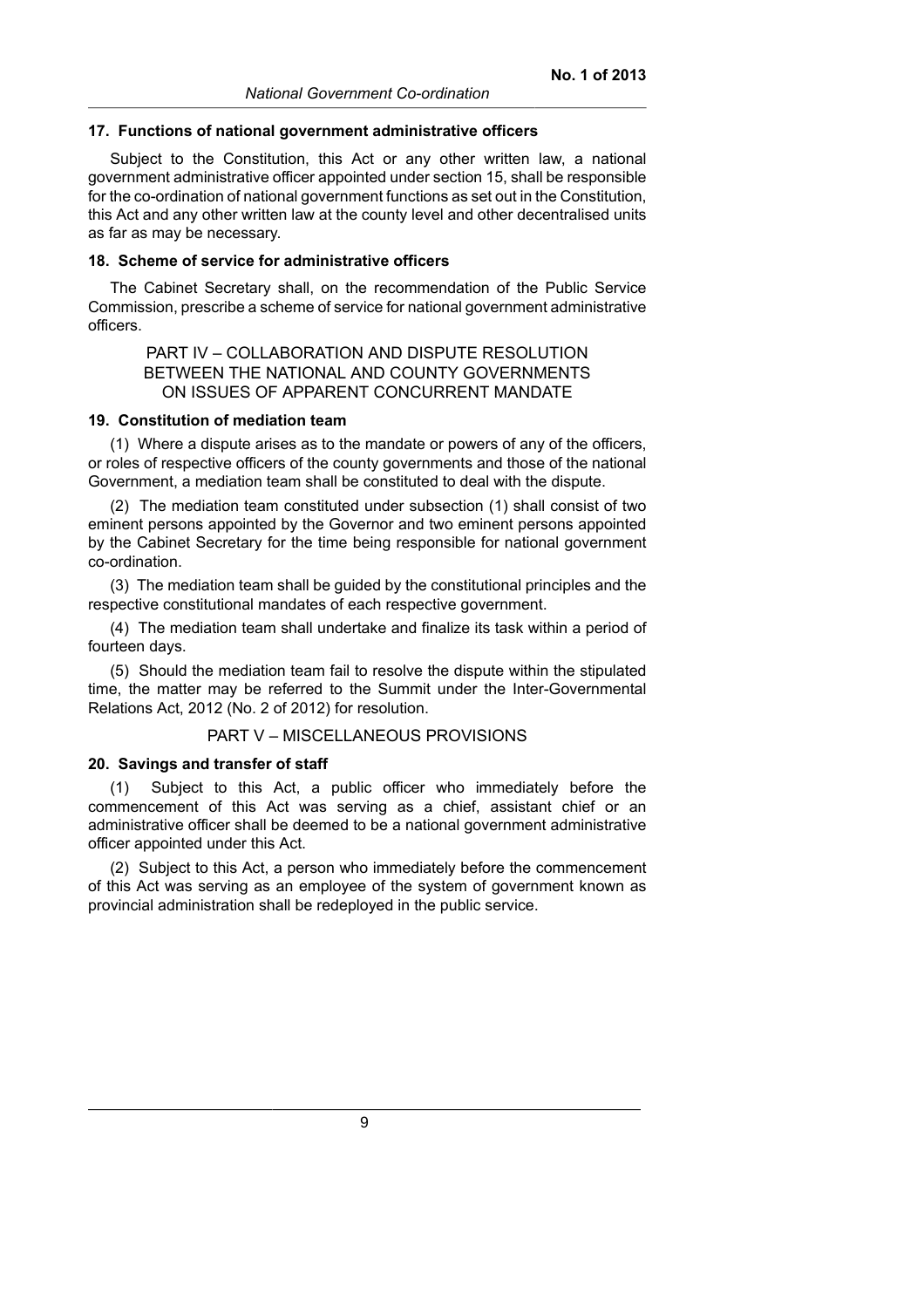**17. Functions of national government administrative officers**

Subject to the Constitution, this Act or any other written law, a national government administrative officer appointed under section 15, shall be responsible for the co-ordination of national government functions as set out in the Constitution, this Act and any other written law at the county level and other decentralised units as far as may be necessary.

**18. Scheme of service for administrative officers**

The Cabinet Secretary shall, on the recommendation of the Public Service Commission, prescribe a scheme of service for national government administrative officers.

## PART IV – COLLABORATION AND DISPUTE RESOLUTION BETWEEN THE NATIONAL AND COUNTY GOVERNMENTS ON ISSUES OF APPARENT CONCURRENT MANDATE

**19. Constitution of mediation team**

(1) Where a dispute arises as to the mandate or powers of any of the officers, or roles of respective officers of the county governments and those of the national Government, a mediation team shall be constituted to deal with the dispute.

(2) The mediation team constituted under subsection (1) shall consist of two eminent persons appointed by the Governor and two eminent persons appointed by the Cabinet Secretary for the time being responsible for national government co-ordination.

(3) The mediation team shall be guided by the constitutional principles and the respective constitutional mandates of each respective government.

(4) The mediation team shall undertake and finalize its task within a period of fourteen days.

(5) Should the mediation team fail to resolve the dispute within the stipulated time, the matter may be referred to the Summit under the Inter-Governmental Relations Act, 2012 (No. 2 of 2012) for resolution.

## PART V – MISCELLANEOUS PROVISIONS

**20. Savings and transfer of staff**

(1) Subject to this Act, a public officer who immediately before the commencement of this Act was serving as a chief, assistant chief or an administrative officer shall be deemed to be a national government administrative officer appointed under this Act.

(2) Subject to this Act, a person who immediately before the commencement of this Act was serving as an employee of the system of government known as provincial administration shall be redeployed in the public service.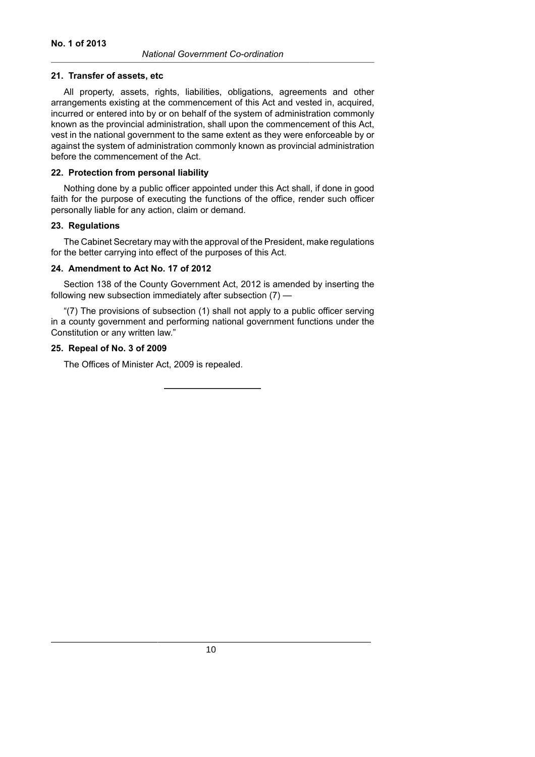#### 21. Transfer of assets, etc

All property, assets, rights, liabilities, obligations, agreements and other arrangements existing at the commencement of this Act and vested in, acquired, incurred or entered into by or on behalf of the system of administration commonly known as the provincial administration, shall upon the commencement of this Act, vest in the national government to the same extent as they were enforceable by or against the system of administration commonly known as provincial administration before the commencement of the Act.

#### 22. Protection from personal liability

Nothing done by a public officer appointed under this Act shall, if done in good faith for the purpose of executing the functions of the office, render such officer personally liable for any action, claim or demand.

#### 23. Regulations

The Cabinet Secretary may with the approval of the President, make regulations for the better carrying into effect of the purposes of this Act.

#### 24. Amendment to Act No. 17 of 2012

Section 138 of the County Government Act, 2012 is amended by inserting the following new subsection immediately after subsection (7) —

"(7) The provisions of subsection (1) shall not apply to a public officer serving in a county government and performing national government functions under the Constitution or any written law."

#### 25. Repeal of No. 3 of 2009

The Offices of Minister Act, 2009 is repealed.